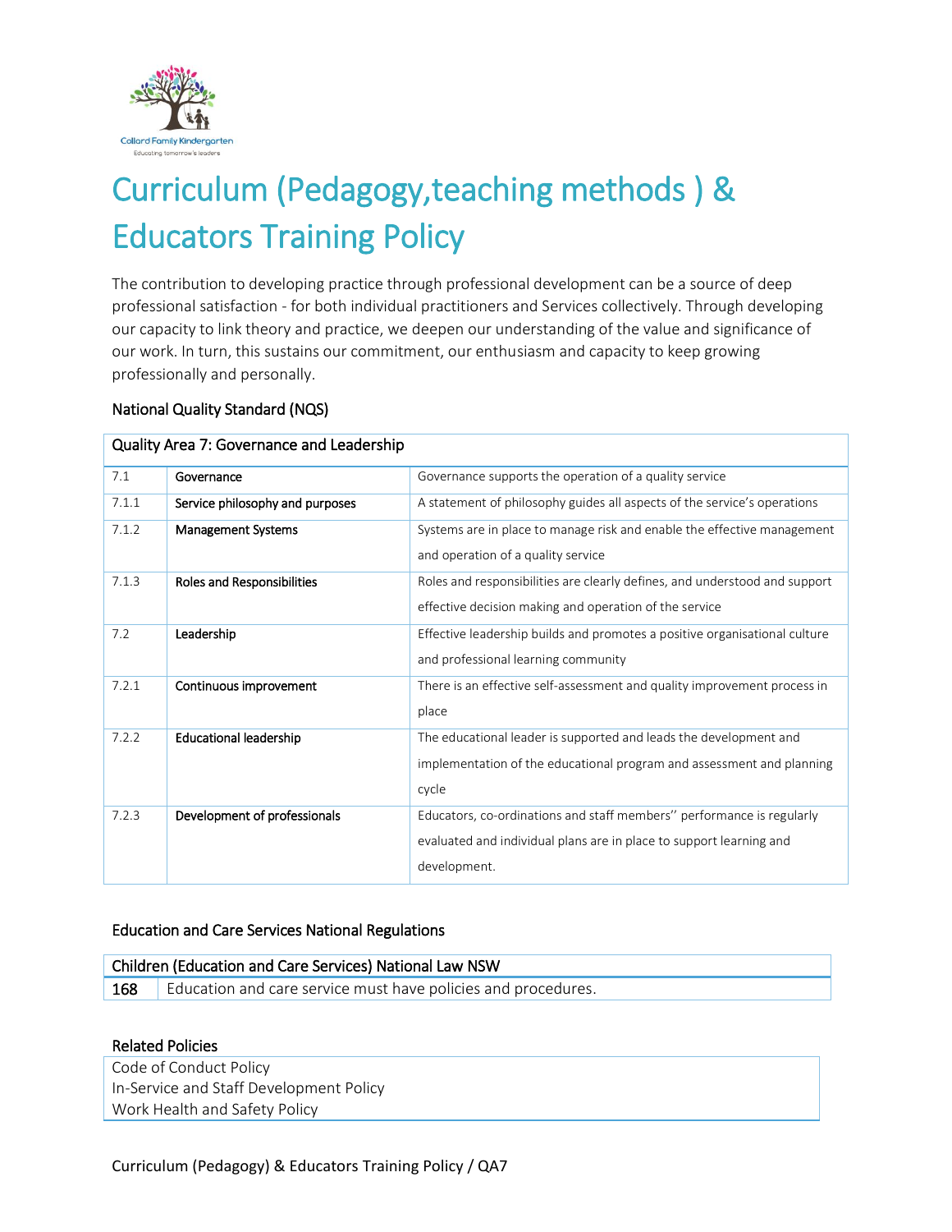Collard Family Kindergarten
Educating tomorrow's leaders

# Curriculum (Pedagogy,teaching methods ) & Educators Training Policy

The contribution to developing practice through professional development can be a source of deep professional satisfaction - for both individual practitioners and Services collectively. Through developing our capacity to link theory and practice, we deepen our understanding of the value and significance of our work. In turn, this sustains our commitment, our enthusiasm and capacity to keep growing professionally and personally.

## National Quality Standard (NQS)

| Quality Area 7: Governance and Leadership | | |
|---|---|---|
| 7.1 | **Governance** | Governance supports the operation of a quality service |
| 7.1.1 | **Service philosophy and purposes** | A statement of philosophy guides all aspects of the service's operations |
| 7.1.2 | **Management Systems** | Systems are in place to manage risk and enable the effective management and operation of a quality service |
| 7.1.3 | **Roles and Responsibilities** | Roles and responsibilities are clearly defines, and understood and support effective decision making and operation of the service |
| 7.2 | **Leadership** | Effective leadership builds and promotes a positive organisational culture and professional learning community |
| 7.2.1 | **Continuous improvement** | There is an effective self-assessment and quality improvement process in place |
| 7.2.2 | **Educational leadership** | The educational leader is supported and leads the development and implementation of the educational program and assessment and planning cycle |
| 7.2.3 | **Development of professionals** | Educators, co-ordinations and staff members'' performance is regularly evaluated and individual plans are in place to support learning and development. |

## Education and Care Services National Regulations

| Children (Education and Care Services) National Law NSW | |
|---|---|
| 168 | Education and care service must have policies and procedures. |

## Related Policies

| |
|---|
| Code of Conduct Policy |
| In-Service and Staff Development Policy |
| Work Health and Safety Policy |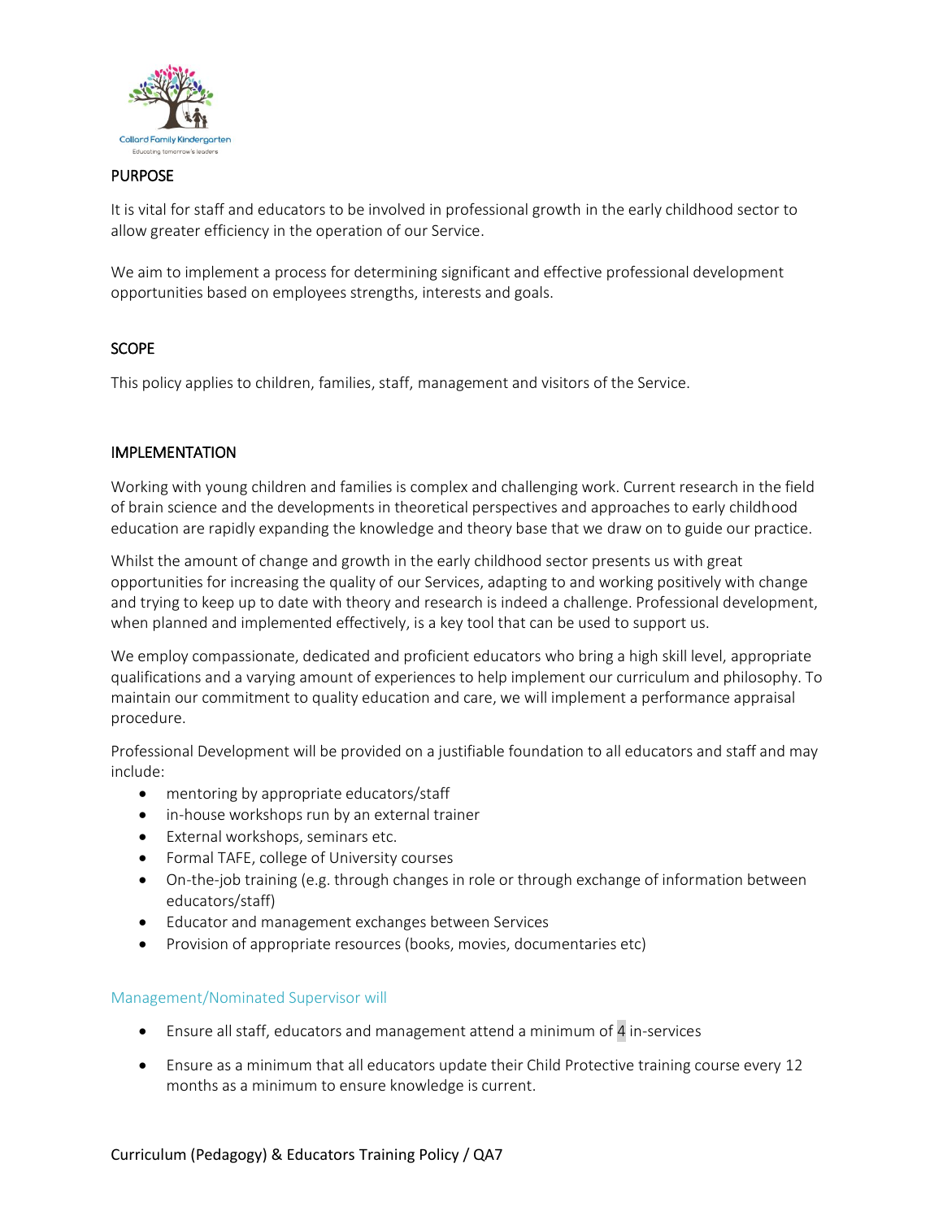## PURPOSE

It is vital for staff and educators to be involved in professional growth in the early childhood sector to allow greater efficiency in the operation of our Service.

We aim to implement a process for determining significant and effective professional development opportunities based on employees strengths, interests and goals.

## SCOPE

This policy applies to children, families, staff, management and visitors of the Service.

## IMPLEMENTATION

Working with young children and families is complex and challenging work. Current research in the field of brain science and the developments in theoretical perspectives and approaches to early childhood education are rapidly expanding the knowledge and theory base that we draw on to guide our practice.

Whilst the amount of change and growth in the early childhood sector presents us with great opportunities for increasing the quality of our Services, adapting to and working positively with change and trying to keep up to date with theory and research is indeed a challenge. Professional development, when planned and implemented effectively, is a key tool that can be used to support us.

We employ compassionate, dedicated and proficient educators who bring a high skill level, appropriate qualifications and a varying amount of experiences to help implement our curriculum and philosophy. To maintain our commitment to quality education and care, we will implement a performance appraisal procedure.

Professional Development will be provided on a justifiable foundation to all educators and staff and may include:

- mentoring by appropriate educators/staff
- in-house workshops run by an external trainer
- External workshops, seminars etc.
- Formal TAFE, college of University courses
- On-the-job training (e.g. through changes in role or through exchange of information between educators/staff)
- Educator and management exchanges between Services
- Provision of appropriate resources (books, movies, documentaries etc)

### Management/Nominated Supervisor will

- Ensure all staff, educators and management attend a minimum of 4 in-services
- Ensure as a minimum that all educators update their Child Protective training course every 12 months as a minimum to ensure knowledge is current.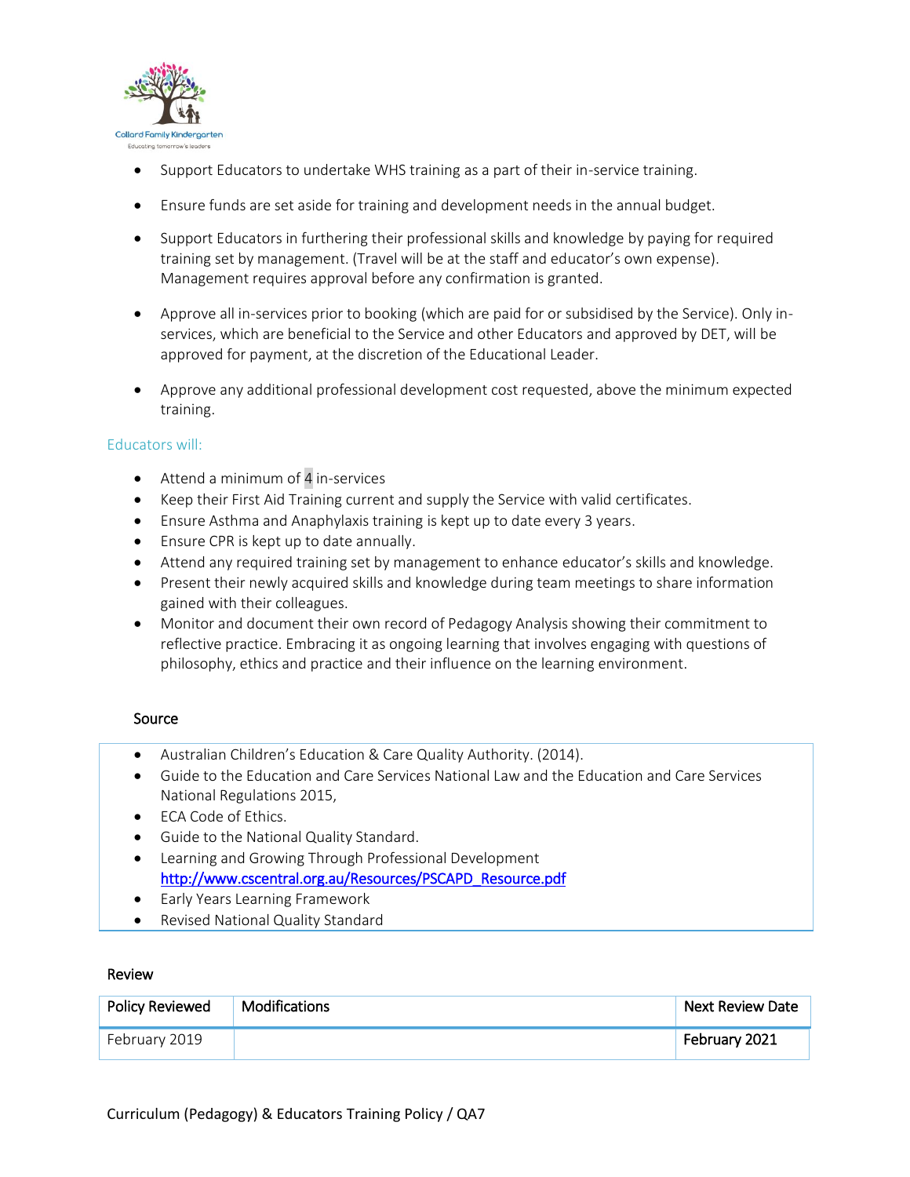- Support Educators to undertake WHS training as a part of their in-service training.
- Ensure funds are set aside for training and development needs in the annual budget.
- Support Educators in furthering their professional skills and knowledge by paying for required training set by management. (Travel will be at the staff and educator's own expense). Management requires approval before any confirmation is granted.
- Approve all in-services prior to booking (which are paid for or subsidised by the Service). Only in-services, which are beneficial to the Service and other Educators and approved by DET, will be approved for payment, at the discretion of the Educational Leader.
- Approve any additional professional development cost requested, above the minimum expected training.

### Educators will:

- Attend a minimum of 4 in-services
- Keep their First Aid Training current and supply the Service with valid certificates.
- Ensure Asthma and Anaphylaxis training is kept up to date every 3 years.
- Ensure CPR is kept up to date annually.
- Attend any required training set by management to enhance educator's skills and knowledge.
- Present their newly acquired skills and knowledge during team meetings to share information gained with their colleagues.
- Monitor and document their own record of Pedagogy Analysis showing their commitment to reflective practice. Embracing it as ongoing learning that involves engaging with questions of philosophy, ethics and practice and their influence on the learning environment.

### Source

- Australian Children's Education & Care Quality Authority. (2014).
- Guide to the Education and Care Services National Law and the Education and Care Services National Regulations 2015,
- ECA Code of Ethics.
- Guide to the National Quality Standard.
- Learning and Growing Through Professional Development http://www.cscentral.org.au/Resources/PSCAPD_Resource.pdf
- Early Years Learning Framework
- Revised National Quality Standard

### Review

| Policy Reviewed | Modifications | Next Review Date |
| --- | --- | --- |
| February 2019 | | February 2021 |

Curriculum (Pedagogy) & Educators Training Policy / QA7